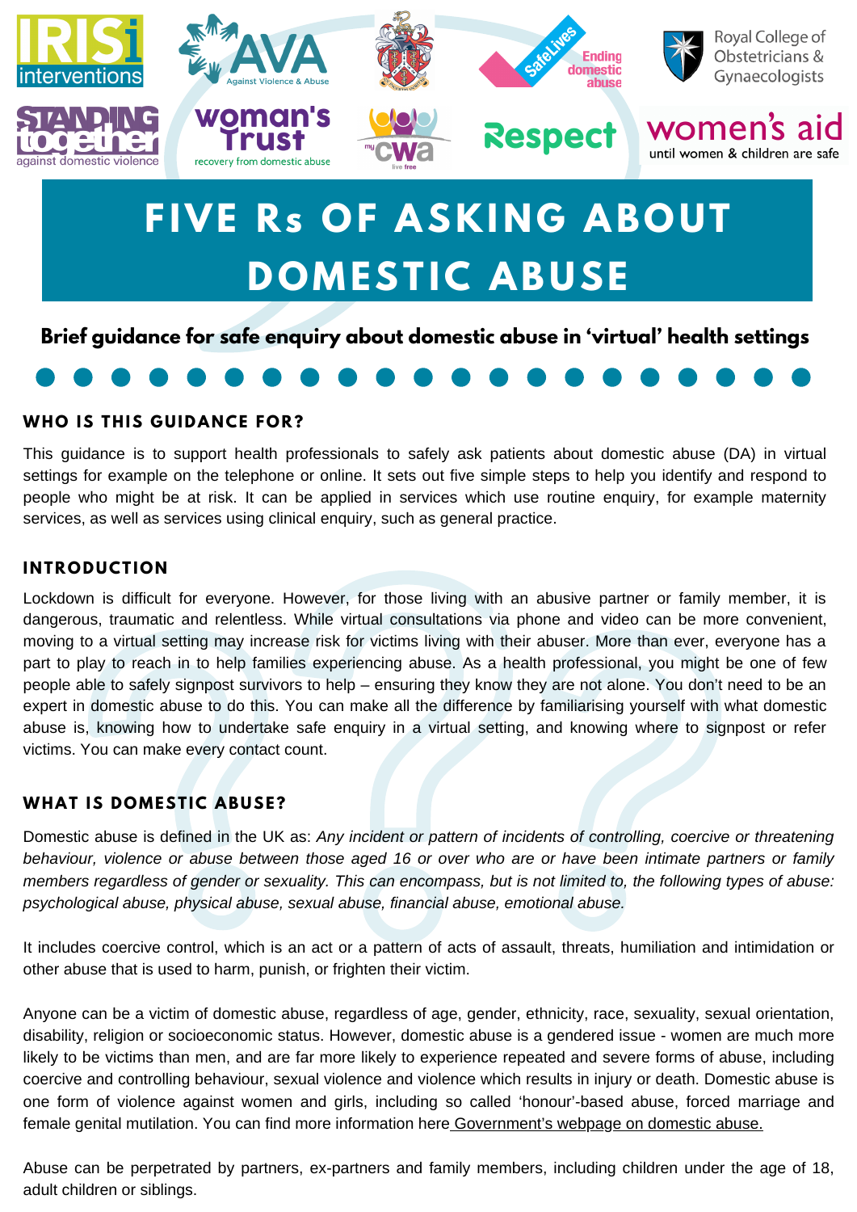# FIVE Rs OF ASKING ABOUT DOMESTIC ABUSE

**Brief guidance for safe enquiry about domestic abuse in 'virtual' health settings**

## WHO IS THIS GUIDANCE FOR?

This guidance is to support health professionals to safely ask patients about domestic abuse (DA) in virtual settings for example on the telephone or online. It sets out five simple steps to help you identify and respond to people who might be at risk. It can be applied in services which use routine enquiry, for example maternity services, as well as services using clinical enquiry, such as general practice.

## INTRODUCTION

Lockdown is difficult for everyone. However, for those living with an abusive partner or family member, it is dangerous, traumatic and relentless. While virtual consultations via phone and video can be more convenient, moving to a virtual setting may increase risk for victims living with their abuser. More than ever, everyone has a part to play to reach in to help families experiencing abuse. As a health professional, you might be one of few people able to safely signpost survivors to help – ensuring they know they are not alone. You don't need to be an expert in domestic abuse to do this. You can make all the difference by familiarising yourself with what domestic abuse is, knowing how to undertake safe enquiry in a virtual setting, and knowing where to signpost or refer victims. You can make every contact count.

## WHAT IS DOMESTIC ABUSE?

Domestic abuse is defined in the UK as: *Any incident or pattern of incidents of controlling, coercive or threatening behaviour, violence or abuse between those aged 16 or over who are or have been intimate partners or family members regardless of gender or sexuality. This can encompass, but is not limited to, the following types of abuse: psychological abuse, physical abuse, sexual abuse, financial abuse, emotional abuse.*

It includes coercive control, which is an act or a pattern of acts of assault, threats, humiliation and intimidation or other abuse that is used to harm, punish, or frighten their victim.

Anyone can be a victim of domestic abuse, regardless of age, gender, ethnicity, race, sexuality, sexual orientation, disability, religion or socioeconomic status. However, domestic abuse is a gendered issue - women are much more likely to be victims than men, and are far more likely to experience repeated and severe forms of abuse, including coercive and controlling behaviour, sexual violence and violence which results in injury or death. Domestic abuse is one form of violence against women and girls, including so called 'honour'-based abuse, forced marriage and female genital mutilation. You can find more information here Government's webpage on domestic abuse.

Abuse can be perpetrated by partners, ex-partners and family members, including children under the age of 18, adult children or siblings.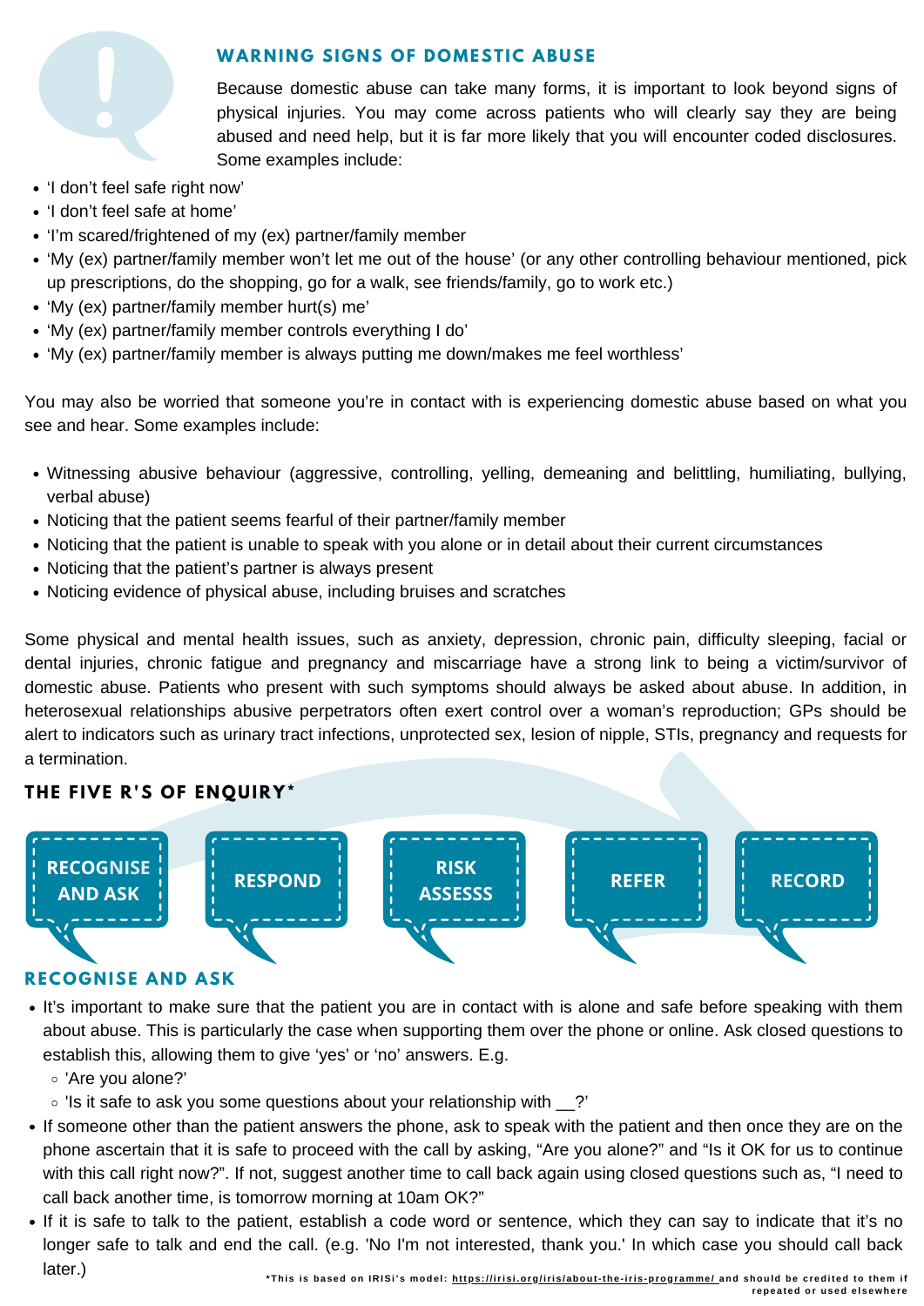## WARNING SIGNS OF DOMESTIC ABUSE

Because domestic abuse can take many forms, it is important to look beyond signs of physical injuries. You may come across patients who will clearly say they are being abused and need help, but it is far more likely that you will encounter coded disclosures. Some examples include:

- 'I don't feel safe right now'
- 'I don't feel safe at home'
- 'I'm scared/frightened of my (ex) partner/family member
- 'My (ex) partner/family member won't let me out of the house' (or any other controlling behaviour mentioned, pick up prescriptions, do the shopping, go for a walk, see friends/family, go to work etc.)
- 'My (ex) partner/family member hurt(s) me'
- 'My (ex) partner/family member controls everything I do'
- 'My (ex) partner/family member is always putting me down/makes me feel worthless'

You may also be worried that someone you're in contact with is experiencing domestic abuse based on what you see and hear. Some examples include:

- Witnessing abusive behaviour (aggressive, controlling, yelling, demeaning and belittling, humiliating, bullying, verbal abuse)
- Noticing that the patient seems fearful of their partner/family member
- Noticing that the patient is unable to speak with you alone or in detail about their current circumstances
- Noticing that the patient's partner is always present
- Noticing evidence of physical abuse, including bruises and scratches

Some physical and mental health issues, such as anxiety, depression, chronic pain, difficulty sleeping, facial or dental injuries, chronic fatigue and pregnancy and miscarriage have a strong link to being a victim/survivor of domestic abuse. Patients who present with such symptoms should always be asked about abuse. In addition, in heterosexual relationships abusive perpetrators often exert control over a woman's reproduction; GPs should be alert to indicators such as urinary tract infections, unprotected sex, lesion of nipple, STIs, pregnancy and requests for a termination.

## THE FIVE R'S OF ENQUIRY*

RECOGNISE AND ASK → RESPOND → RISK ASSESSS → REFER → RECORD

## RECOGNISE AND ASK

- It's important to make sure that the patient you are in contact with is alone and safe before speaking with them about abuse. This is particularly the case when supporting them over the phone or online. Ask closed questions to establish this, allowing them to give 'yes' or 'no' answers. E.g.
  - 'Are you alone?'
  - 'Is it safe to ask you some questions about your relationship with __?'
- If someone other than the patient answers the phone, ask to speak with the patient and then once they are on the phone ascertain that it is safe to proceed with the call by asking, "Are you alone?" and "Is it OK for us to continue with this call right now?". If not, suggest another time to call back again using closed questions such as, "I need to call back another time, is tomorrow morning at 10am OK?"
- If it is safe to talk to the patient, establish a code word or sentence, which they can say to indicate that it's no longer safe to talk and end the call. (e.g. 'No I'm not interested, thank you.' In which case you should call back later.)

*This is based on IRISi's model: https://irisi.org/iris/about-the-iris-programme/ and should be credited to them if repeated or used elsewhere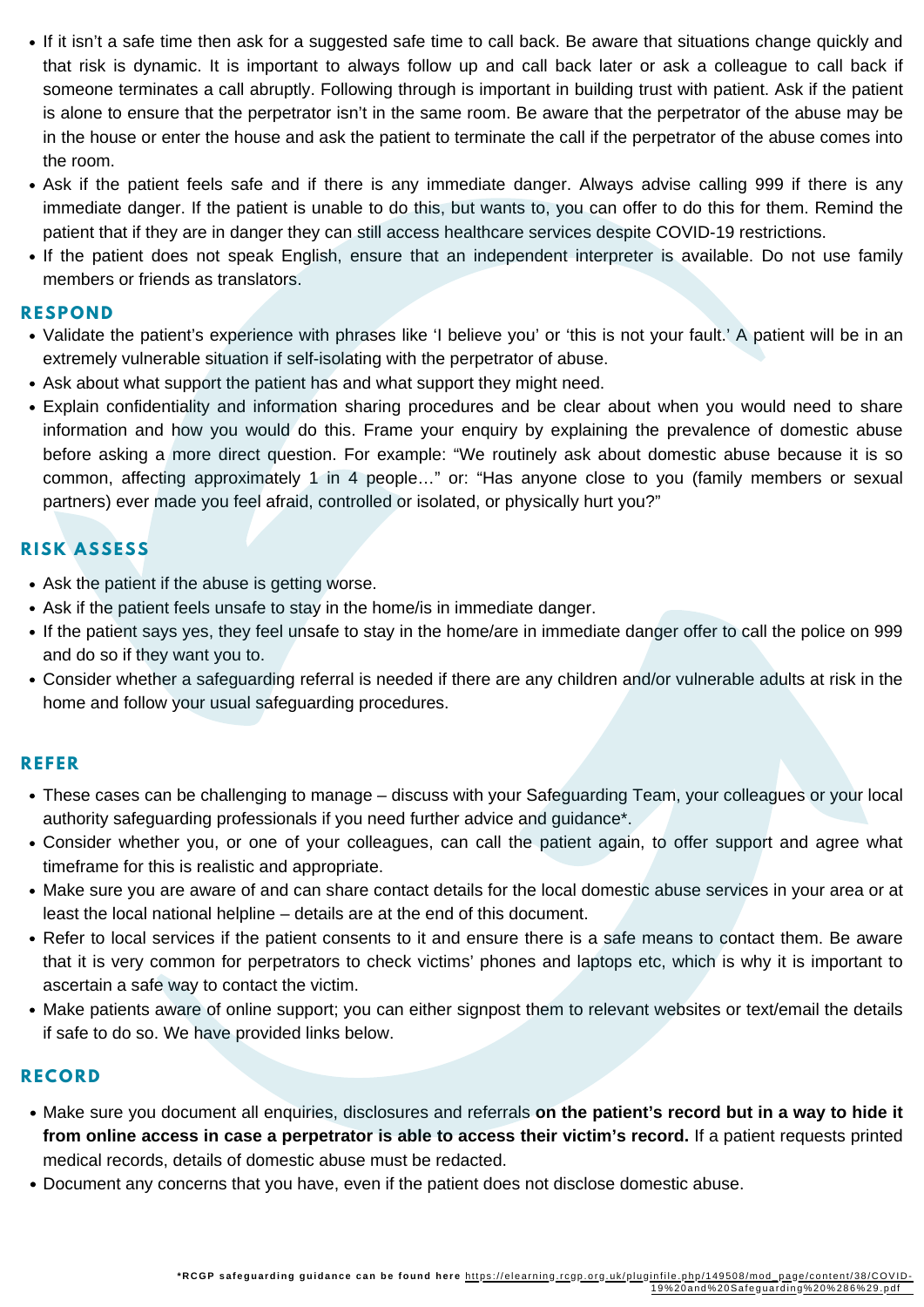- If it isn't a safe time then ask for a suggested safe time to call back. Be aware that situations change quickly and that risk is dynamic. It is important to always follow up and call back later or ask a colleague to call back if someone terminates a call abruptly. Following through is important in building trust with patient. Ask if the patient is alone to ensure that the perpetrator isn't in the same room. Be aware that the perpetrator of the abuse may be in the house or enter the house and ask the patient to terminate the call if the perpetrator of the abuse comes into the room.
- Ask if the patient feels safe and if there is any immediate danger. Always advise calling 999 if there is any immediate danger. If the patient is unable to do this, but wants to, you can offer to do this for them. Remind the patient that if they are in danger they can still access healthcare services despite COVID-19 restrictions.
- If the patient does not speak English, ensure that an independent interpreter is available. Do not use family members or friends as translators.

## RESPOND

- Validate the patient's experience with phrases like 'I believe you' or 'this is not your fault.' A patient will be in an extremely vulnerable situation if self-isolating with the perpetrator of abuse.
- Ask about what support the patient has and what support they might need.
- Explain confidentiality and information sharing procedures and be clear about when you would need to share information and how you would do this. Frame your enquiry by explaining the prevalence of domestic abuse before asking a more direct question. For example: "We routinely ask about domestic abuse because it is so common, affecting approximately 1 in 4 people…" or: "Has anyone close to you (family members or sexual partners) ever made you feel afraid, controlled or isolated, or physically hurt you?"

## RISK ASSESS

- Ask the patient if the abuse is getting worse.
- Ask if the patient feels unsafe to stay in the home/is in immediate danger.
- If the patient says yes, they feel unsafe to stay in the home/are in immediate danger offer to call the police on 999 and do so if they want you to.
- Consider whether a safeguarding referral is needed if there are any children and/or vulnerable adults at risk in the home and follow your usual safeguarding procedures.

## REFER

- These cases can be challenging to manage – discuss with your Safeguarding Team, your colleagues or your local authority safeguarding professionals if you need further advice and guidance*.
- Consider whether you, or one of your colleagues, can call the patient again, to offer support and agree what timeframe for this is realistic and appropriate.
- Make sure you are aware of and can share contact details for the local domestic abuse services in your area or at least the local national helpline – details are at the end of this document.
- Refer to local services if the patient consents to it and ensure there is a safe means to contact them. Be aware that it is very common for perpetrators to check victims' phones and laptops etc, which is why it is important to ascertain a safe way to contact the victim.
- Make patients aware of online support; you can either signpost them to relevant websites or text/email the details if safe to do so. We have provided links below.

## RECORD

- Make sure you document all enquiries, disclosures and referrals **on the patient's record but in a way to hide it from online access in case a perpetrator is able to access their victim's record.** If a patient requests printed medical records, details of domestic abuse must be redacted.
- Document any concerns that you have, even if the patient does not disclose domestic abuse.

***RCGP safeguarding guidance can be found here** https://elearning.rcgp.org.uk/pluginfile.php/149508/mod_page/content/38/COVID-19%20and%20Safeguarding%20%286%29.pdf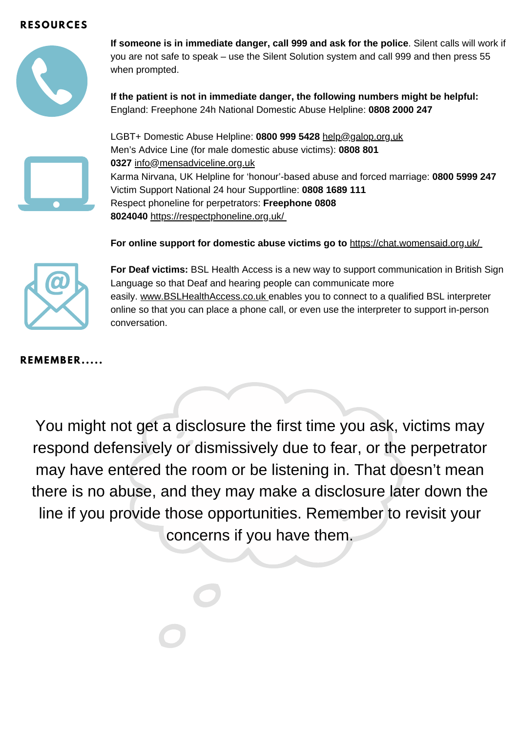## RESOURCES

**If someone is in immediate danger, call 999 and ask for the police**. Silent calls will work if you are not safe to speak – use the Silent Solution system and call 999 and then press 55 when prompted.

**If the patient is not in immediate danger, the following numbers might be helpful:**
England: Freephone 24h National Domestic Abuse Helpline: **0808 2000 247**

LGBT+ Domestic Abuse Helpline: **0800 999 5428** help@galop.org.uk
Men's Advice Line (for male domestic abuse victims): **0808 801 0327** info@mensadviceline.org.uk
Karma Nirvana, UK Helpline for 'honour'-based abuse and forced marriage: **0800 5999 247**
Victim Support National 24 hour Supportline: **0808 1689 111**
Respect phoneline for perpetrators: **Freephone 0808 8024040** https://respectphoneline.org.uk/

**For online support for domestic abuse victims go to** https://chat.womensaid.org.uk/

**For Deaf victims:** BSL Health Access is a new way to support communication in British Sign Language so that Deaf and hearing people can communicate more easily. www.BSLHealthAccess.co.uk enables you to connect to a qualified BSL interpreter online so that you can place a phone call, or even use the interpreter to support in-person conversation.

## REMEMBER.....

You might not get a disclosure the first time you ask, victims may respond defensively or dismissively due to fear, or the perpetrator may have entered the room or be listening in. That doesn't mean there is no abuse, and they may make a disclosure later down the line if you provide those opportunities. Remember to revisit your concerns if you have them.